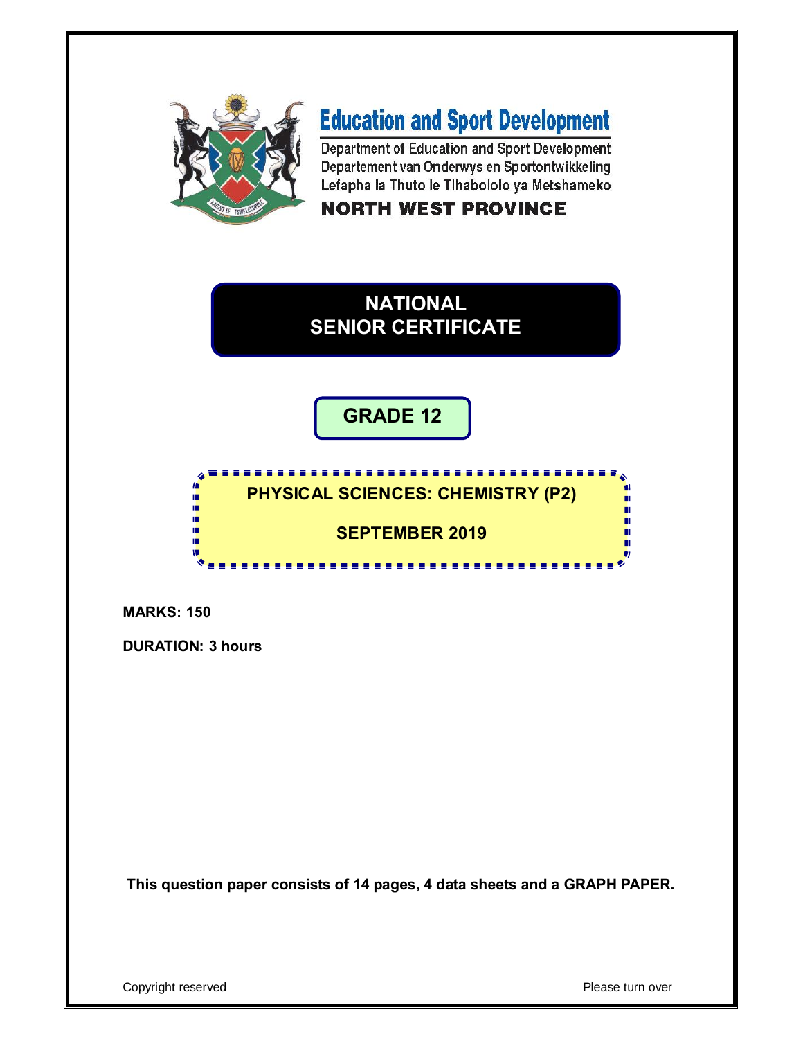# Education and Sport Development

Department of Education and Sport Development
Departement van Onderwys en Sportontwikkeling
Lefapha la Thuto le Tlhabololo ya Metshameko

**NORTH WEST PROVINCE**

# NATIONAL SENIOR CERTIFICATE

## GRADE 12

## PHYSICAL SCIENCES: CHEMISTRY (P2)

## SEPTEMBER 2019

**MARKS: 150**

**DURATION: 3 hours**

**This question paper consists of 14 pages, 4 data sheets and a GRAPH PAPER.**

Copyright reserved

Please turn over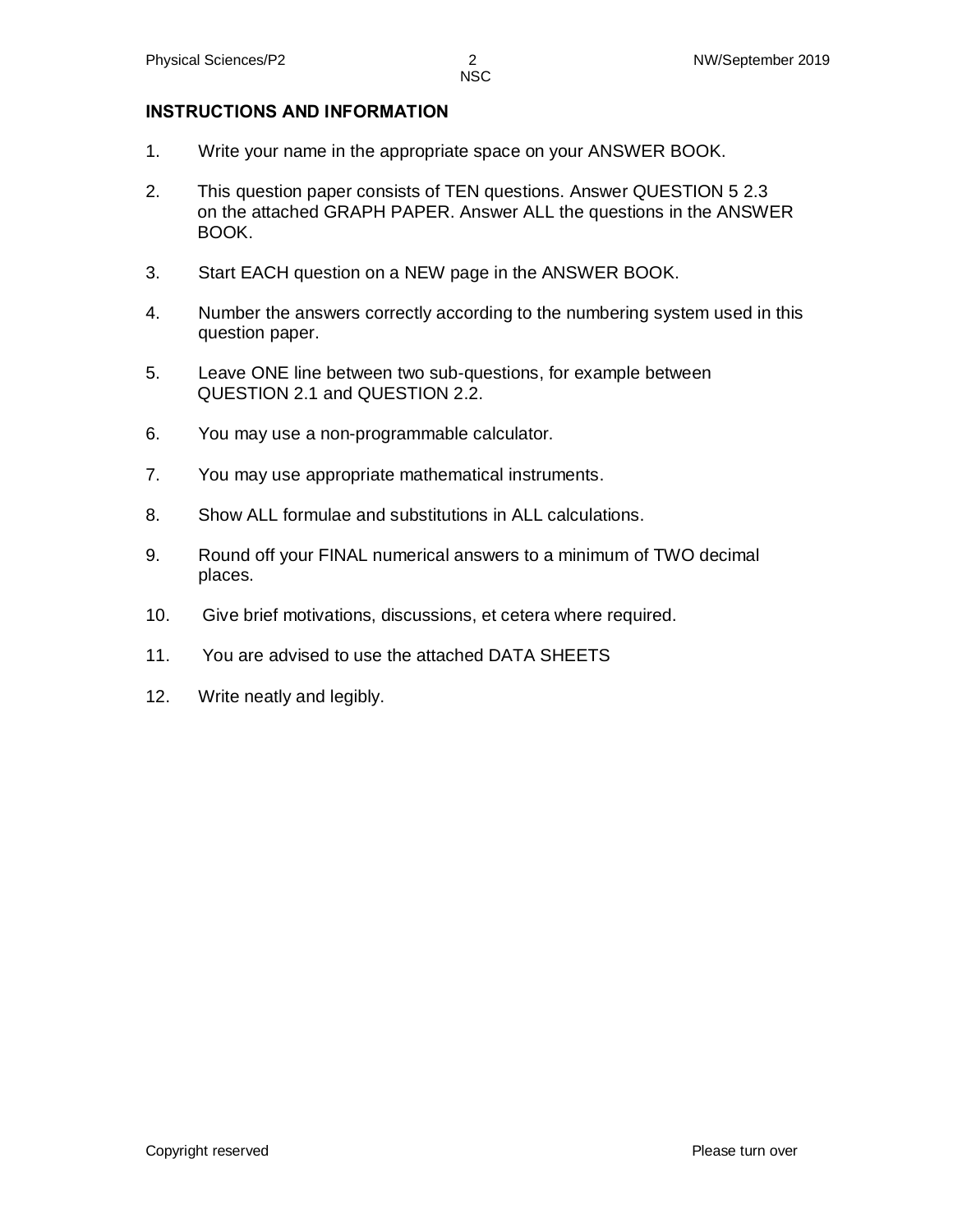## INSTRUCTIONS AND INFORMATION

1. Write your name in the appropriate space on your ANSWER BOOK.

2. This question paper consists of TEN questions. Answer QUESTION 5 2.3 on the attached GRAPH PAPER. Answer ALL the questions in the ANSWER BOOK.

3. Start EACH question on a NEW page in the ANSWER BOOK.

4. Number the answers correctly according to the numbering system used in this question paper.

5. Leave ONE line between two sub-questions, for example between QUESTION 2.1 and QUESTION 2.2.

6. You may use a non-programmable calculator.

7. You may use appropriate mathematical instruments.

8. Show ALL formulae and substitutions in ALL calculations.

9. Round off your FINAL numerical answers to a minimum of TWO decimal places.

10. Give brief motivations, discussions, et cetera where required.

11. You are advised to use the attached DATA SHEETS

12. Write neatly and legibly.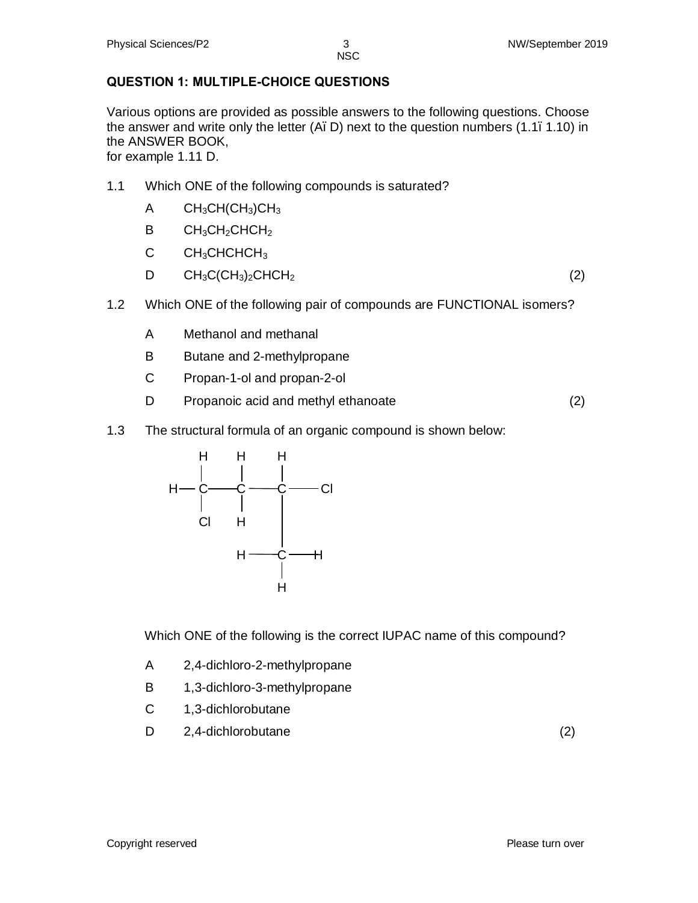## QUESTION 1: MULTIPLE-CHOICE QUESTIONS

Various options are provided as possible answers to the following questions. Choose the answer and write only the letter (Aï D) next to the question numbers (1.1ï 1.10) in the ANSWER BOOK,
for example 1.11 D.

1.1 Which ONE of the following compounds is saturated?

- A $CH_3CH(CH_3)CH_3$
- B $CH_3CH_2CHCH_2$
- C $CH_3CHCHCH_3$
- D $CH_3C(CH_3)_2CHCH_2$ (2)

1.2 Which ONE of the following pair of compounds are FUNCTIONAL isomers?

- A Methanol and methanal
- B Butane and 2-methylpropane
- C Propan-1-ol and propan-2-ol
- D Propanoic acid and methyl ethanoate (2)

1.3 The structural formula of an organic compound is shown below:

```
     H    H    H
     |    |    |
H —  C —— C —— C —— Cl
     |    |    |
     Cl   H    |
               |
          H —— C —— H
               |
               H
```

Which ONE of the following is the correct IUPAC name of this compound?

- A 2,4-dichloro-2-methylpropane
- B 1,3-dichloro-3-methylpropane
- C 1,3-dichlorobutane
- D 2,4-dichlorobutane (2)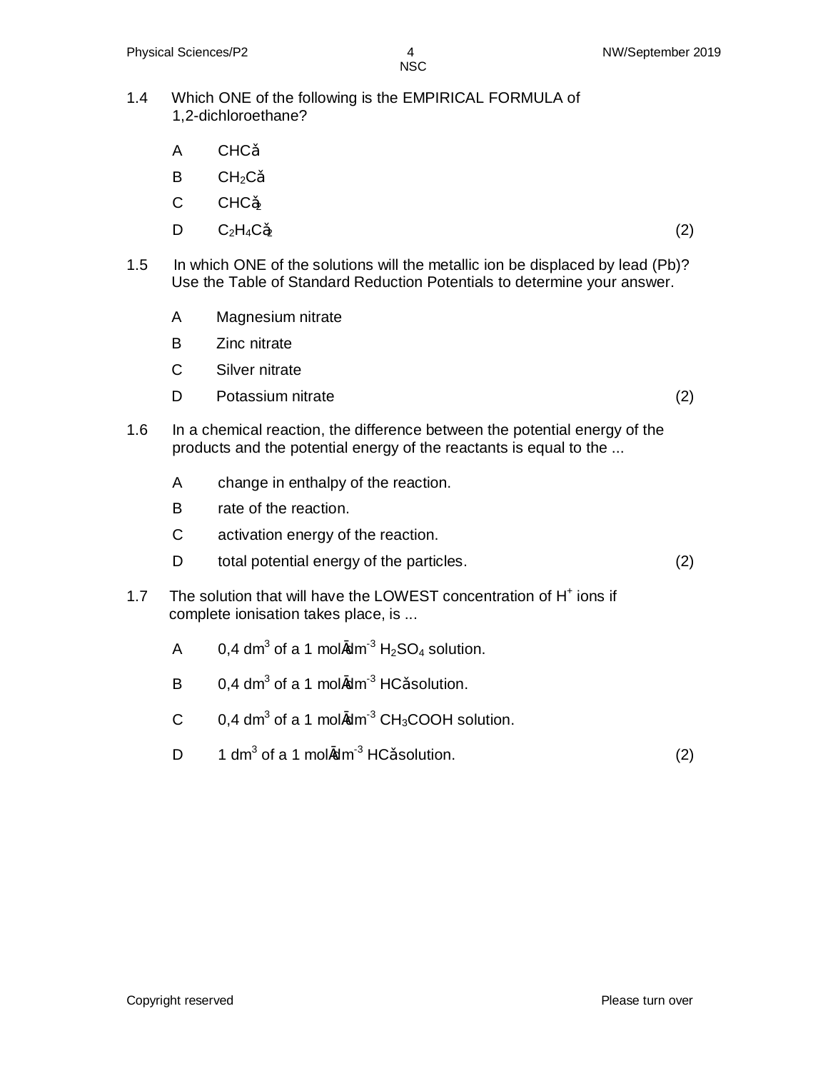1.4 Which ONE of the following is the EMPIRICAL FORMULA of 1,2-dichloroethane?

A $CHCl$

B $CH_2Cl$

C $CHCl_2$

D $C_2H_4Cl_2$ (2)

1.5 In which ONE of the solutions will the metallic ion be displaced by lead (Pb)? Use the Table of Standard Reduction Potentials to determine your answer.

A Magnesium nitrate

B Zinc nitrate

C Silver nitrate

D Potassium nitrate (2)

1.6 In a chemical reaction, the difference between the potential energy of the products and the potential energy of the reactants is equal to the ...

A change in enthalpy of the reaction.

B rate of the reaction.

C activation energy of the reaction.

D total potential energy of the particles. (2)

1.7 The solution that will have the LOWEST concentration of $H^+$ ions if complete ionisation takes place, is ...

A 0,4 $dm^3$ of a 1 $mol{\cdot}dm^{-3}$ $H_2SO_4$ solution.

B 0,4 $dm^3$ of a 1 $mol{\cdot}dm^{-3}$ $HCl$ solution.

C 0,4 $dm^3$ of a 1 $mol{\cdot}dm^{-3}$ $CH_3COOH$ solution.

D 1 $dm^3$ of a 1 $mol{\cdot}dm^{-3}$ $HCl$ solution. (2)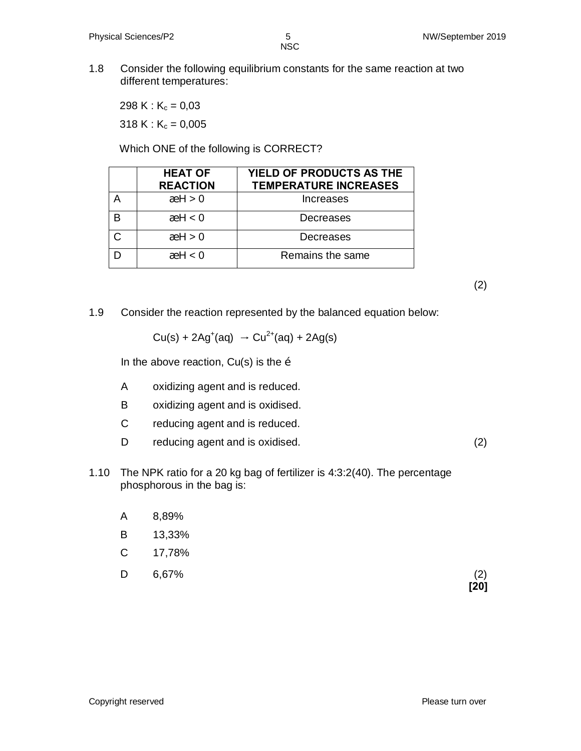1.8 Consider the following equilibrium constants for the same reaction at two different temperatures:

298 K : $K_c$ = 0,03

318 K : $K_c$ = 0,005

Which ONE of the following is CORRECT?

| | HEAT OF REACTION | YIELD OF PRODUCTS AS THE TEMPERATURE INCREASES |
|---|---|---|
| A | $\Delta H > 0$ | Increases |
| B | $\Delta H < 0$ | Decreases |
| C | $\Delta H > 0$ | Decreases |
| D | $\Delta H < 0$ | Remains the same |

(2)

1.9 Consider the reaction represented by the balanced equation below:

$$Cu(s) + 2Ag^{+}(aq) \rightarrow Cu^{2+}(aq) + 2Ag(s)$$

In the above reaction, Cu(s) is the …

A oxidizing agent and is reduced.

B oxidizing agent and is oxidised.

C reducing agent and is reduced.

D reducing agent and is oxidised. (2)

1.10 The NPK ratio for a 20 kg bag of fertilizer is 4:3:2(40). The percentage phosphorous in the bag is:

A 8,89%

B 13,33%

C 17,78%

D 6,67% (2)

**[20]**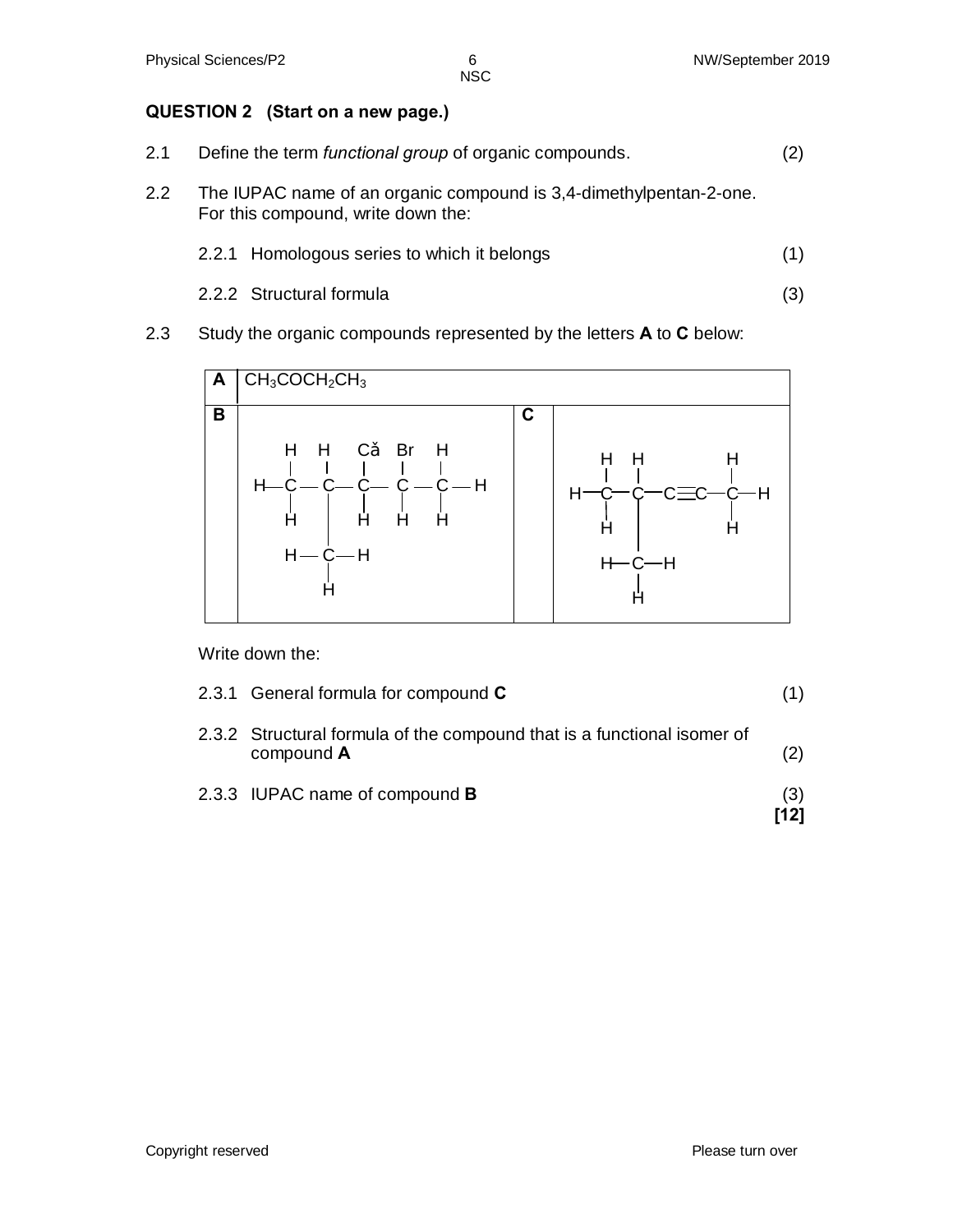## QUESTION 2 (Start on a new page.)

2.1 Define the term *functional group* of organic compounds. (2)

2.2 The IUPAC name of an organic compound is 3,4-dimethylpentan-2-one. For this compound, write down the:

2.2.1 Homologous series to which it belongs (1)

2.2.2 Structural formula (3)

2.3 Study the organic compounds represented by the letters **A** to **C** below:

| | | | |
|---|---|---|---|
| **A** | $CH_3COCH_2CH_3$ | | |
| **B** | Structural formula: H–C(H)(H)–C(H)(CH₃)–C(Cǎ)(H)–C(Br)(H)–C(H)(H)–H | **C** | Structural formula: H–C(H)(H)–C(H)(CH₃)–C≡C–C(H)(H)–H |

Write down the:

2.3.1 General formula for compound **C** (1)

2.3.2 Structural formula of the compound that is a functional isomer of compound **A** (2)

2.3.3 IUPAC name of compound **B** (3)

**[12]**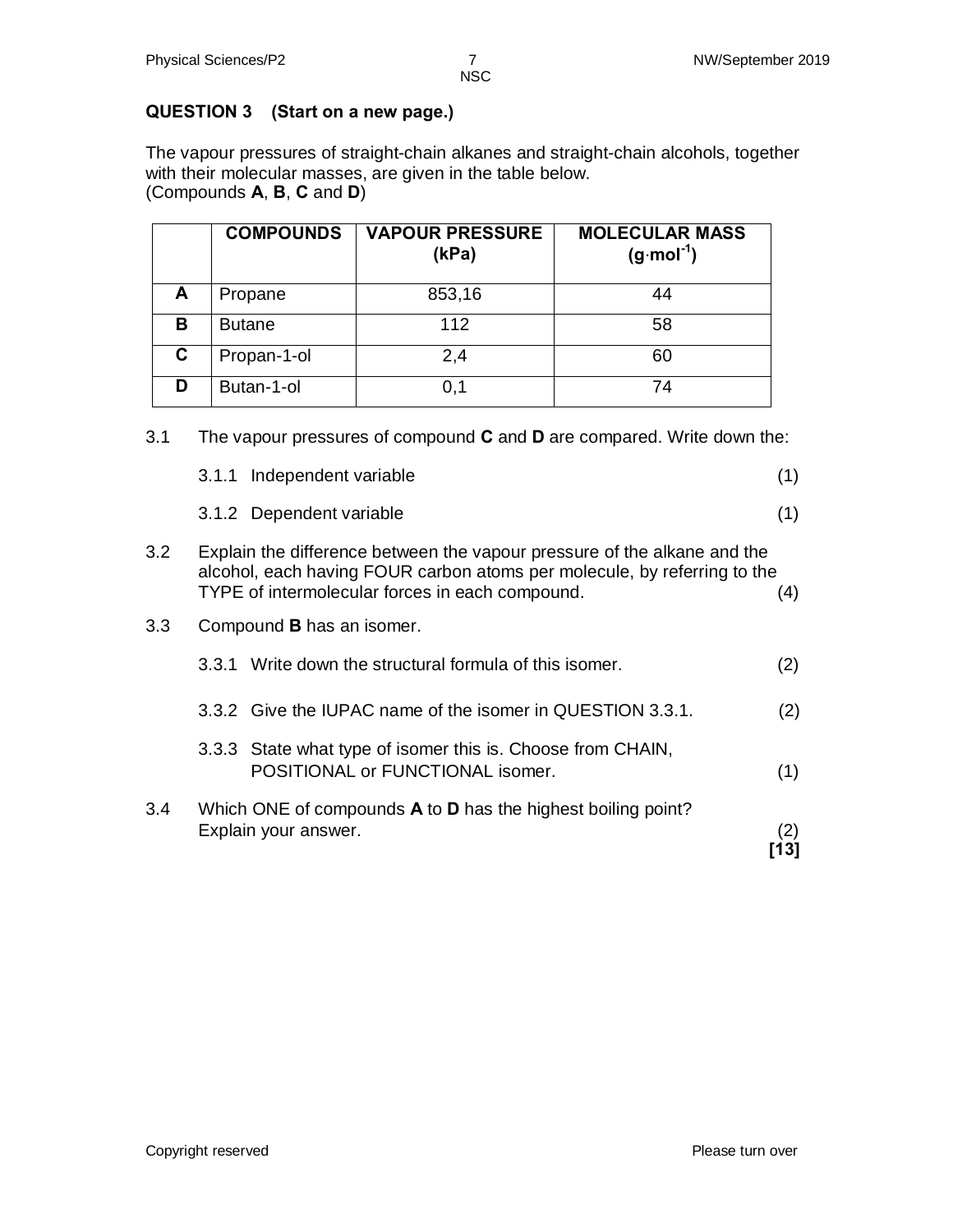## QUESTION 3 (Start on a new page.)

The vapour pressures of straight-chain alkanes and straight-chain alcohols, together with their molecular masses, are given in the table below.
(Compounds **A**, **B**, **C** and **D**)

| | **COMPOUNDS** | **VAPOUR PRESSURE (kPa)** | **MOLECULAR MASS ($g{\cdot}mol^{-1}$)** |
|---|---|---|---|
| **A** | Propane | 853,16 | 44 |
| **B** | Butane | 112 | 58 |
| **C** | Propan-1-ol | 2,4 | 60 |
| **D** | Butan-1-ol | 0,1 | 74 |

3.1 The vapour pressures of compound **C** and **D** are compared. Write down the:

3.1.1 Independent variable (1)

3.1.2 Dependent variable (1)

3.2 Explain the difference between the vapour pressure of the alkane and the alcohol, each having FOUR carbon atoms per molecule, by referring to the TYPE of intermolecular forces in each compound. (4)

3.3 Compound **B** has an isomer.

3.3.1 Write down the structural formula of this isomer. (2)

3.3.2 Give the IUPAC name of the isomer in QUESTION 3.3.1. (2)

3.3.3 State what type of isomer this is. Choose from CHAIN, POSITIONAL or FUNCTIONAL isomer. (1)

3.4 Which ONE of compounds **A** to **D** has the highest boiling point? Explain your answer. (2)

**[13]**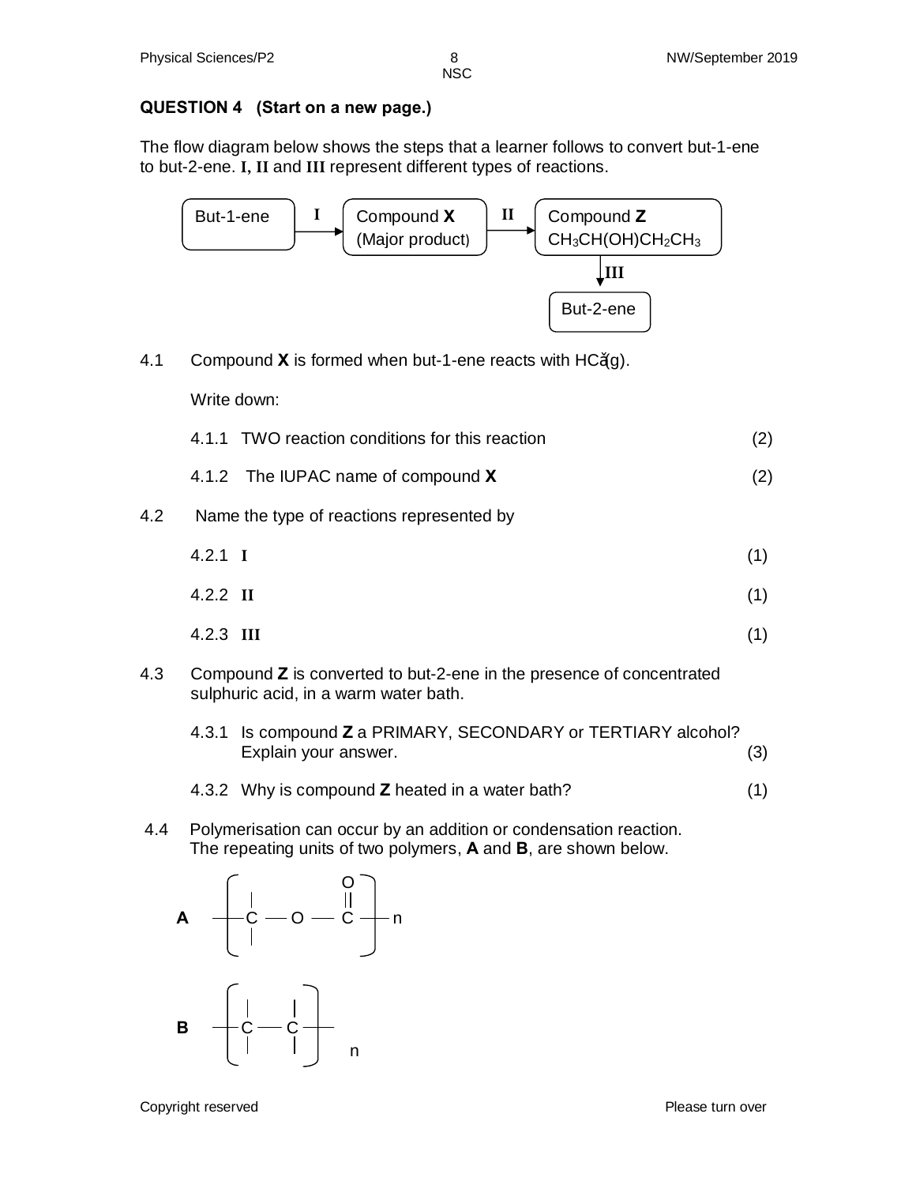## QUESTION 4 (Start on a new page.)

The flow diagram below shows the steps that a learner follows to convert but-1-ene to but-2-ene. **I, II** and **III** represent different types of reactions.

$$\text{But-1-ene} \xrightarrow{\text{I}} \text{Compound } \mathbf{X} \text{ (Major product)} \xrightarrow{\text{II}} \text{Compound } \mathbf{Z}\ CH_3CH(OH)CH_2CH_3 \xrightarrow{\text{III}} \text{But-2-ene}$$

4.1 Compound **X** is formed when but-1-ene reacts with $HC\ell(g)$.

Write down:

4.1.1 TWO reaction conditions for this reaction (2)

4.1.2 The IUPAC name of compound **X** (2)

4.2 Name the type of reactions represented by

4.2.1 **I** (1)

4.2.2 **II** (1)

4.2.3 **III** (1)

4.3 Compound **Z** is converted to but-2-ene in the presence of concentrated sulphuric acid, in a warm water bath.

4.3.1 Is compound **Z** a PRIMARY, SECONDARY or TERTIARY alcohol? Explain your answer. (3)

4.3.2 Why is compound **Z** heated in a water bath? (1)

4.4 Polymerisation can occur by an addition or condensation reaction. The repeating units of two polymers, **A** and **B**, are shown below.

**A** $\left[ -\text{C}-\text{O}-\overset{\overset{\displaystyle O}{\|}}{\text{C}}- \right]_n$

**B** $\left[ -\text{C}-\text{C}- \right]_n$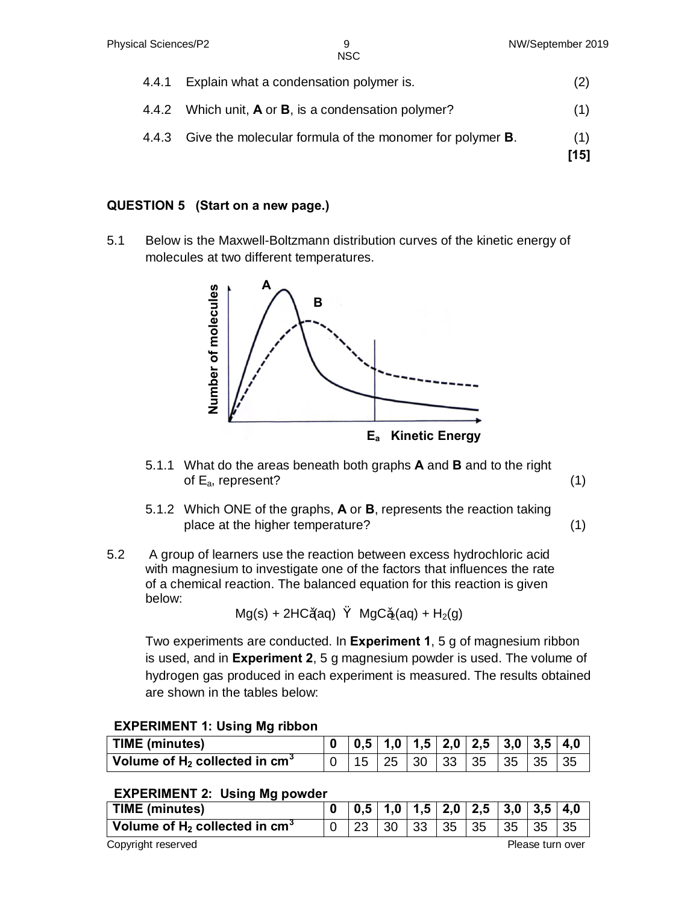4.4.1 Explain what a condensation polymer is. (2)

4.4.2 Which unit, **A** or **B**, is a condensation polymer? (1)

4.4.3 Give the molecular formula of the monomer for polymer **B**. (1)
**[15]**

## QUESTION 5 (Start on a new page.)

5.1 Below is the Maxwell-Boltzmann distribution curves of the kinetic energy of molecules at two different temperatures.

5.1.1 What do the areas beneath both graphs **A** and **B** and to the right of $E_a$, represent? (1)

5.1.2 Which ONE of the graphs, **A** or **B**, represents the reaction taking place at the higher temperature? (1)

5.2 A group of learners use the reaction between excess hydrochloric acid with magnesium to investigate one of the factors that influences the rate of a chemical reaction. The balanced equation for this reaction is given below:

$$Mg(s) + 2HCl(aq) \rightarrow MgCl_2(aq) + H_2(g)$$

Two experiments are conducted. In **Experiment 1**, 5 g of magnesium ribbon is used, and in **Experiment 2**, 5 g magnesium powder is used. The volume of hydrogen gas produced in each experiment is measured. The results obtained are shown in the tables below:

**EXPERIMENT 1: Using Mg ribbon**

| TIME (minutes) | 0 | 0,5 | 1,0 | 1,5 | 2,0 | 2,5 | 3,0 | 3,5 | 4,0 |
|---|---|---|---|---|---|---|---|---|---|
| Volume of $H_2$ collected in $cm^3$ | 0 | 15 | 25 | 30 | 33 | 35 | 35 | 35 | 35 |

**EXPERIMENT 2: Using Mg powder**

| TIME (minutes) | 0 | 0,5 | 1,0 | 1,5 | 2,0 | 2,5 | 3,0 | 3,5 | 4,0 |
|---|---|---|---|---|---|---|---|---|---|
| Volume of $H_2$ collected in $cm^3$ | 0 | 23 | 30 | 33 | 35 | 35 | 35 | 35 | 35 |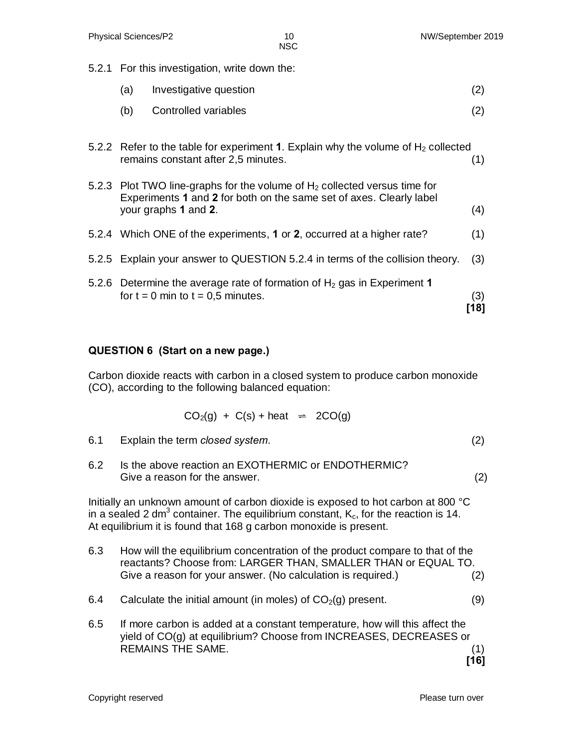5.2.1 For this investigation, write down the:

(a) Investigative question (2)

(b) Controlled variables (2)

5.2.2 Refer to the table for experiment **1**. Explain why the volume of $H_2$ collected remains constant after 2,5 minutes. (1)

5.2.3 Plot TWO line-graphs for the volume of $H_2$ collected versus time for Experiments **1** and **2** for both on the same set of axes. Clearly label your graphs **1** and **2**. (4)

5.2.4 Which ONE of the experiments, **1** or **2**, occurred at a higher rate? (1)

5.2.5 Explain your answer to QUESTION 5.2.4 in terms of the collision theory. (3)

5.2.6 Determine the average rate of formation of $H_2$ gas in Experiment **1** for t = 0 min to t = 0,5 minutes. (3)

**[18]**

## QUESTION 6 (Start on a new page.)

Carbon dioxide reacts with carbon in a closed system to produce carbon monoxide (CO), according to the following balanced equation:

$$CO_2(g) + C(s) + \text{heat} \rightleftharpoons 2CO(g)$$

6.1 Explain the term *closed system*. (2)

6.2 Is the above reaction an EXOTHERMIC or ENDOTHERMIC? Give a reason for the answer. (2)

Initially an unknown amount of carbon dioxide is exposed to hot carbon at 800 °C in a sealed 2 $dm^3$ container. The equilibrium constant, $K_c$, for the reaction is 14. At equilibrium it is found that 168 g carbon monoxide is present.

6.3 How will the equilibrium concentration of the product compare to that of the reactants? Choose from: LARGER THAN, SMALLER THAN or EQUAL TO. Give a reason for your answer. (No calculation is required.) (2)

6.4 Calculate the initial amount (in moles) of $CO_2$(g) present. (9)

6.5 If more carbon is added at a constant temperature, how will this affect the yield of CO(g) at equilibrium? Choose from INCREASES, DECREASES or REMAINS THE SAME. (1)

**[16]**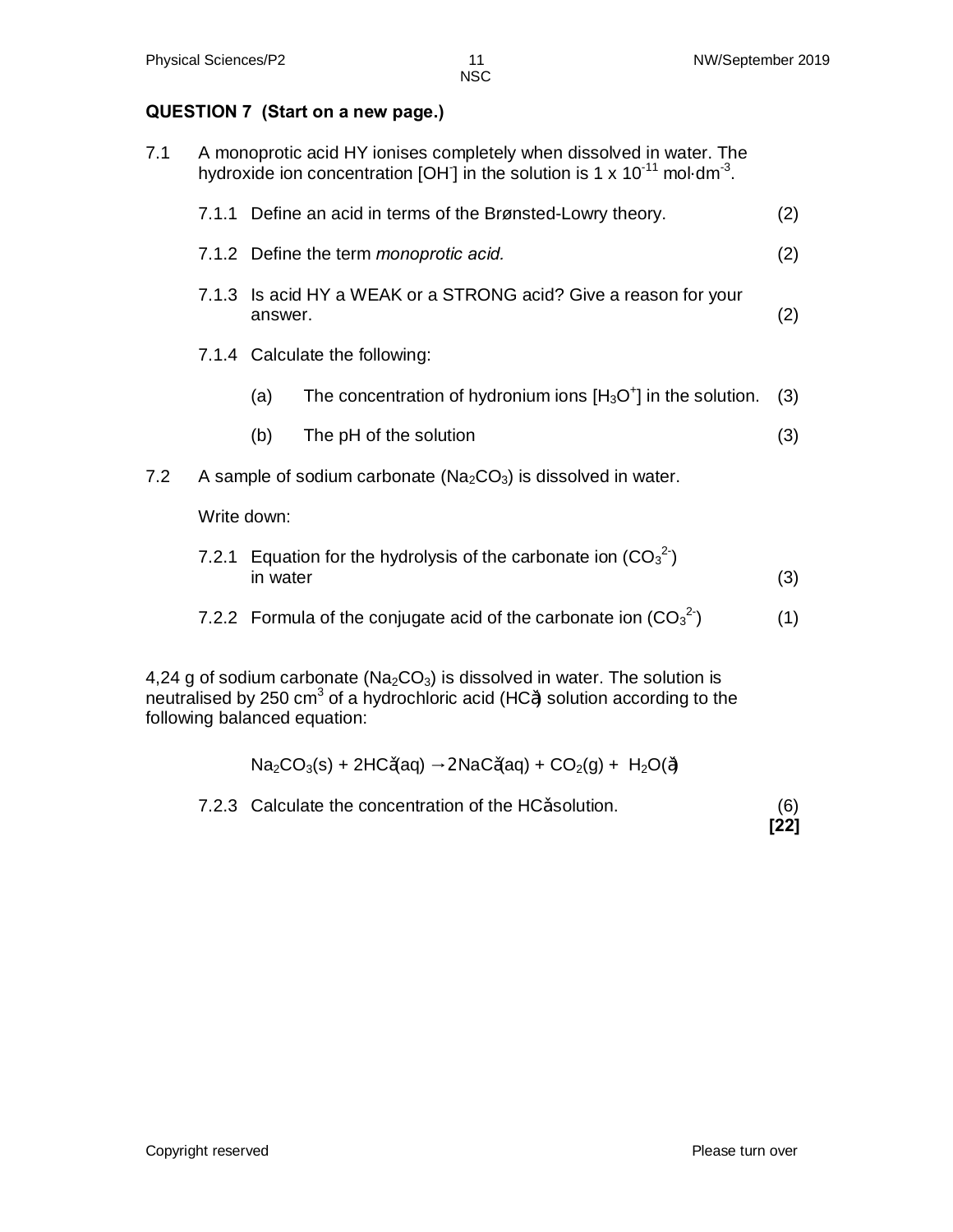## QUESTION 7 (Start on a new page.)

7.1 A monoprotic acid HY ionises completely when dissolved in water. The hydroxide ion concentration $[OH^-]$ in the solution is $1 \times 10^{-11}$ mol·dm$^{-3}$.

7.1.1 Define an acid in terms of the Brønsted-Lowry theory. (2)

7.1.2 Define the term *monoprotic acid.* (2)

7.1.3 Is acid HY a WEAK or a STRONG acid? Give a reason for your answer. (2)

7.1.4 Calculate the following:

(a) The concentration of hydronium ions $[H_3O^+]$ in the solution. (3)

(b) The pH of the solution (3)

7.2 A sample of sodium carbonate ($Na_2CO_3$) is dissolved in water.

Write down:

7.2.1 Equation for the hydrolysis of the carbonate ion ($CO_3^{2-}$) in water (3)

7.2.2 Formula of the conjugate acid of the carbonate ion ($CO_3^{2-}$) (1)

4,24 g of sodium carbonate ($Na_2CO_3$) is dissolved in water. The solution is neutralised by 250 cm$^3$ of a hydrochloric acid ($HCℓ$) solution according to the following balanced equation:

$$Na_2CO_3(s) + 2HCℓ(aq) \rightarrow 2NaCℓ(aq) + CO_2(g) + H_2O(ℓ)$$

7.2.3 Calculate the concentration of the $HCℓ$ solution. (6)

**[22]**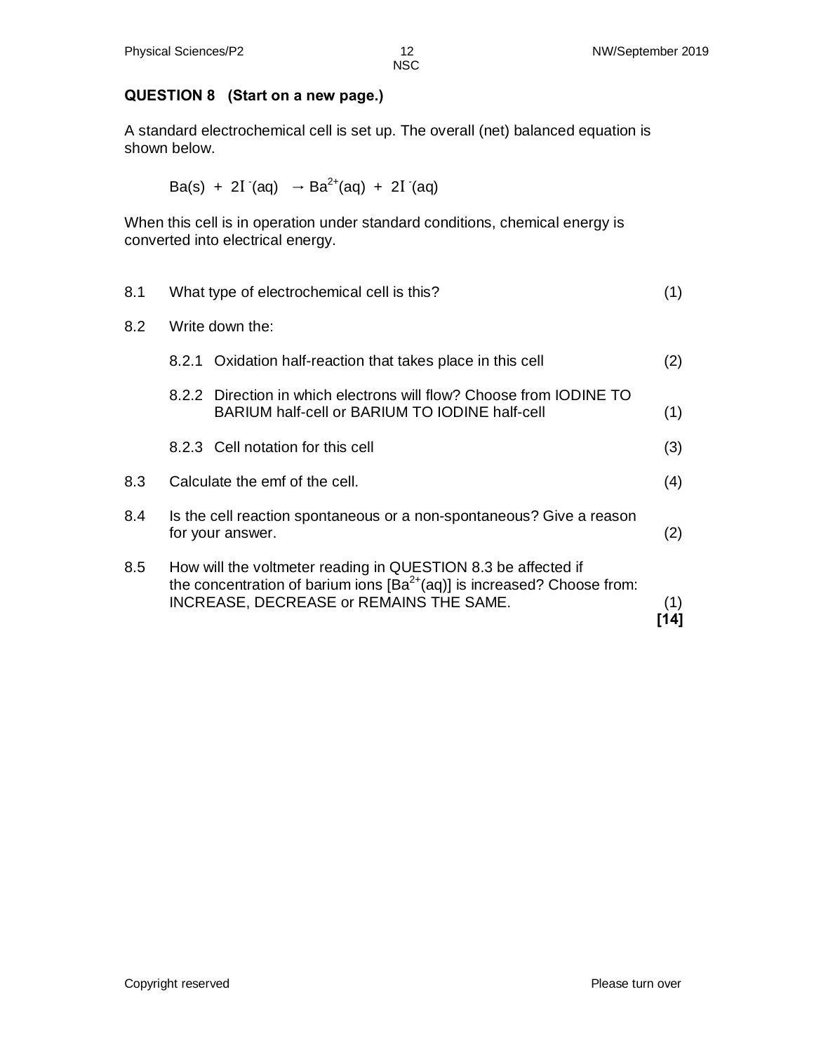## QUESTION 8 (Start on a new page.)

A standard electrochemical cell is set up. The overall (net) balanced equation is shown below.

$$Ba(s) + 2I^-(aq) \rightarrow Ba^{2+}(aq) + 2I^-(aq)$$

When this cell is in operation under standard conditions, chemical energy is converted into electrical energy.

8.1 What type of electrochemical cell is this? (1)

8.2 Write down the:

8.2.1 Oxidation half-reaction that takes place in this cell (2)

8.2.2 Direction in which electrons will flow? Choose from IODINE TO BARIUM half-cell or BARIUM TO IODINE half-cell (1)

8.2.3 Cell notation for this cell (3)

8.3 Calculate the emf of the cell. (4)

8.4 Is the cell reaction spontaneous or a non-spontaneous? Give a reason for your answer. (2)

8.5 How will the voltmeter reading in QUESTION 8.3 be affected if the concentration of barium ions $[Ba^{2+}(aq)]$ is increased? Choose from: INCREASE, DECREASE or REMAINS THE SAME. (1)

**[14]**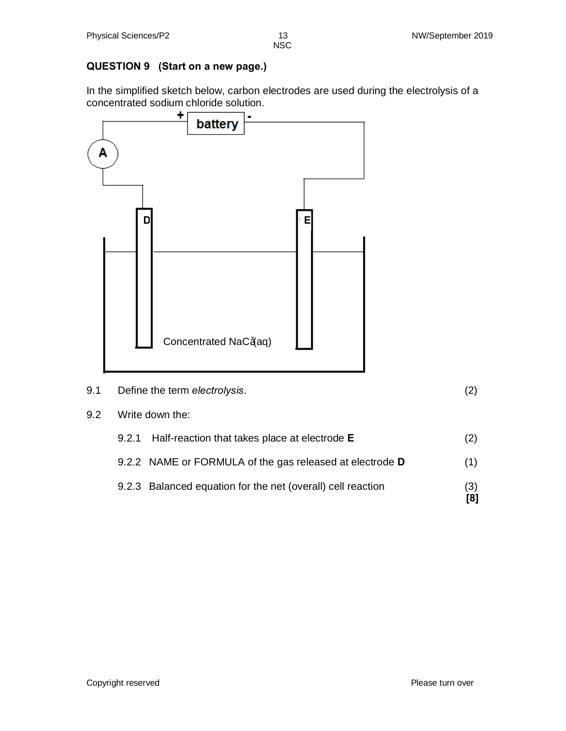## QUESTION 9 (Start on a new page.)

In the simplified sketch below, carbon electrodes are used during the electrolysis of a concentrated sodium chloride solution.

battery (+, -), A, D, E, Concentrated $NaCl(aq)$

9.1 Define the term *electrolysis*. (2)

9.2 Write down the:

9.2.1 Half-reaction that takes place at electrode **E** (2)

9.2.2 NAME or FORMULA of the gas released at electrode **D** (1)

9.2.3 Balanced equation for the net (overall) cell reaction (3)

**[8]**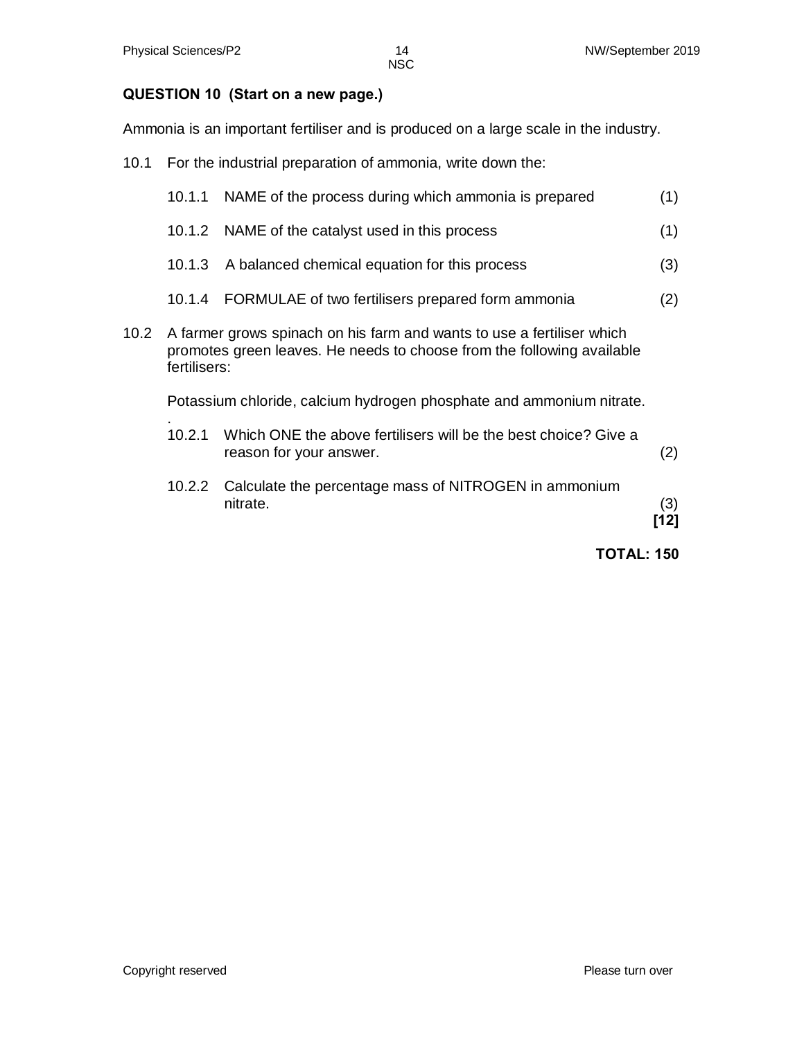**QUESTION 10 (Start on a new page.)**

Ammonia is an important fertiliser and is produced on a large scale in the industry.

10.1 For the industrial preparation of ammonia, write down the:

10.1.1 NAME of the process during which ammonia is prepared (1)

10.1.2 NAME of the catalyst used in this process (1)

10.1.3 A balanced chemical equation for this process (3)

10.1.4 FORMULAE of two fertilisers prepared form ammonia (2)

10.2 A farmer grows spinach on his farm and wants to use a fertiliser which promotes green leaves. He needs to choose from the following available fertilisers:

Potassium chloride, calcium hydrogen phosphate and ammonium nitrate.
.

10.2.1 Which ONE the above fertilisers will be the best choice? Give a reason for your answer. (2)

10.2.2 Calculate the percentage mass of NITROGEN in ammonium nitrate. (3)

**[12]**

**TOTAL: 150**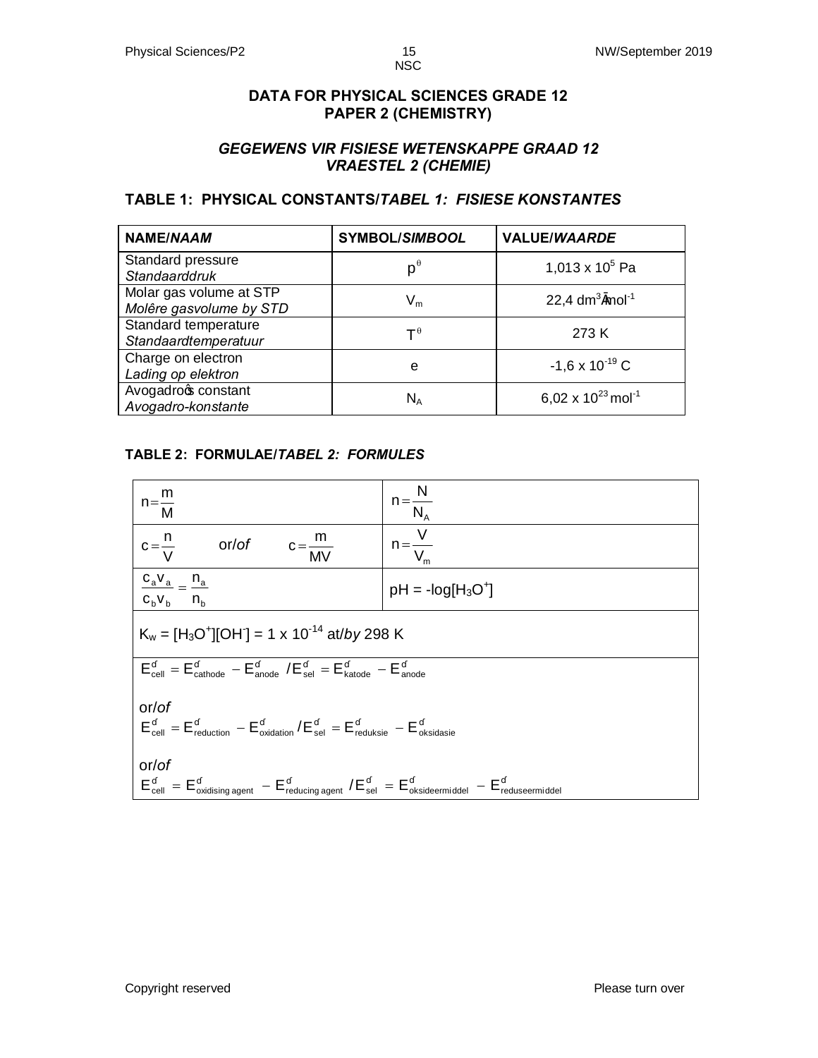# DATA FOR PHYSICAL SCIENCES GRADE 12
# PAPER 2 (CHEMISTRY)

## *GEGEWENS VIR FISIESE WETENSKAPPE GRAAD 12*
## *VRAESTEL 2 (CHEMIE)*

### TABLE 1: PHYSICAL CONSTANTS/*TABEL 1: FISIESE KONSTANTES*

| NAME/*NAAM* | SYMBOL/*SIMBOOL* | VALUE/*WAARDE* |
|---|---|---|
| Standard pressure<br>*Standaarddruk* | $p^{\theta}$ | $1,013 \times 10^{5}$ Pa |
| Molar gas volume at STP<br>*Molêre gasvolume by STD* | $V_m$ | $22,4 \text{ dm}^3\cdot\text{mol}^{-1}$ |
| Standard temperature<br>*Standaardtemperatuur* | $T^{\theta}$ | 273 K |
| Charge on electron<br>*Lading op elektron* | e | $-1,6 \times 10^{-19}$ C |
| Avogadro's constant<br>*Avogadro-konstante* | $N_A$ | $6,02 \times 10^{23} \text{ mol}^{-1}$ |

### TABLE 2: FORMULAE/*TABEL 2: FORMULES*

| | |
|---|---|
| $n = \dfrac{m}{M}$ | $n = \dfrac{N}{N_A}$ |
| $c = \dfrac{n}{V}$ or/*of* $c = \dfrac{m}{MV}$ | $n = \dfrac{V}{V_m}$ |
| $\dfrac{c_a v_a}{c_b v_b} = \dfrac{n_a}{n_b}$ | $pH = -\log[H_3O^+]$ |
| $K_w = [H_3O^+][OH^-] = 1 \times 10^{-14}$ at/*by* 298 K | |
| $E^{\theta}_{cell} = E^{\theta}_{cathode} - E^{\theta}_{anode}$ / $E^{\theta}_{sel} = E^{\theta}_{katode} - E^{\theta}_{anode}$<br><br>or/*of*<br>$E^{\theta}_{cell} = E^{\theta}_{reduction} - E^{\theta}_{oxidation}$ / $E^{\theta}_{sel} = E^{\theta}_{reduksie} - E^{\theta}_{oksidasie}$<br><br>or/*of*<br>$E^{\theta}_{cell} = E^{\theta}_{oxidising\ agent} - E^{\theta}_{reducing\ agent}$ / $E^{\theta}_{sel} = E^{\theta}_{oksideermiddel} - E^{\theta}_{reduseermiddel}$ | |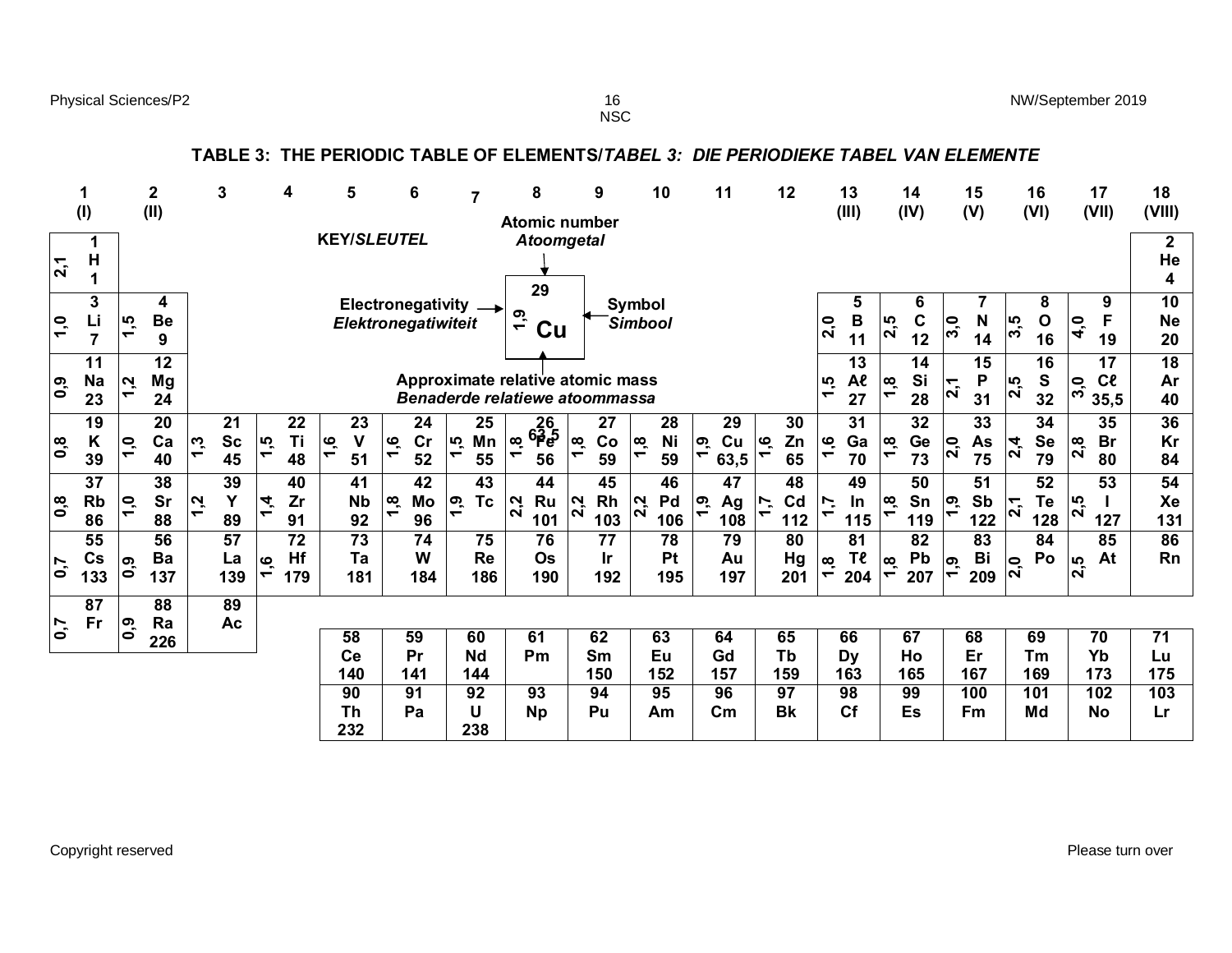# TABLE 3: THE PERIODIC TABLE OF ELEMENTS/*TABEL 3: DIE PERIODIEKE TABEL VAN ELEMENTE*

**KEY/*SLEUTEL***

- Atomic number / *Atoomgetal*: 29
- Electronegativity / *Elektronegatiwiteit*: 1,9
- Symbol / *Simbool*: Cu
- Approximate relative atomic mass / *Benaderde relatiewe atoommassa*: 63,5

| 1 (I) | 2 (II) | 3 | 4 | 5 | 6 | 7 | 8 | 9 | 10 | 11 | 12 | 13 (III) | 14 (IV) | 15 (V) | 16 (VI) | 17 (VII) | 18 (VIII) |
|---|---|---|---|---|---|---|---|---|---|---|---|---|---|---|---|---|---|
| 2,1 1 H 1 | | | | | | | | | | | | | | | | | 2 He 4 |
| 1,0 3 Li 7 | 1,5 4 Be 9 | | | | | | | | | | | 2,0 5 B 11 | 2,5 6 C 12 | 3,0 7 N 14 | 3,5 8 O 16 | 4,0 9 F 19 | 10 Ne 20 |
| 0,9 11 Na 23 | 1,2 12 Mg 24 | | | | | | | | | | | 1,5 13 Aℓ 27 | 1,8 14 Si 28 | 2,1 15 P 31 | 2,5 16 S 32 | 3,0 17 Cℓ 35,5 | 18 Ar 40 |
| 0,8 19 K 39 | 1,0 20 Ca 40 | 1,3 21 Sc 45 | 1,5 22 Ti 48 | 1,6 23 V 51 | 1,6 24 Cr 52 | 1,5 25 Mn 55 | 1,8 26 Fe 56 | 1,8 27 Co 59 | 1,8 28 Ni 59 | 1,9 29 Cu 63,5 | 1,6 30 Zn 65 | 1,6 31 Ga 70 | 1,8 32 Ge 73 | 2,0 33 As 75 | 2,4 34 Se 79 | 2,8 35 Br 80 | 36 Kr 84 |
| 0,8 37 Rb 86 | 1,0 38 Sr 88 | 1,2 39 Y 89 | 1,4 40 Zr 91 | 41 Nb 92 | 1,8 42 Mo 96 | 1,9 43 Tc | 2,2 44 Ru 101 | 2,2 45 Rh 103 | 2,2 46 Pd 106 | 1,9 47 Ag 108 | 1,7 48 Cd 112 | 1,7 49 In 115 | 1,8 50 Sn 119 | 1,9 51 Sb 122 | 2,1 52 Te 128 | 2,5 53 I 127 | 54 Xe 131 |
| 0,7 55 Cs 133 | 0,9 56 Ba 137 | 57 La 139 | 1,6 72 Hf 179 | 73 Ta 181 | 74 W 184 | 75 Re 186 | 76 Os 190 | 77 Ir 192 | 78 Pt 195 | 79 Au 197 | 80 Hg 201 | 1,8 81 Tℓ 204 | 1,8 82 Pb 207 | 1,9 83 Bi 209 | 2,0 84 Po | 2,5 85 At | 86 Rn |
| 0,7 87 Fr | 0,9 88 Ra 226 | 89 Ac | | | | | | | | | | | | | | | |

| 58 Ce 140 | 59 Pr 141 | 60 Nd 144 | 61 Pm | 62 Sm 150 | 63 Eu 152 | 64 Gd 157 | 65 Tb 159 | 66 Dy 163 | 67 Ho 165 | 68 Er 167 | 69 Tm 169 | 70 Yb 173 | 71 Lu 175 |
|---|---|---|---|---|---|---|---|---|---|---|---|---|---|
| 90 Th 232 | 91 Pa | 92 U 238 | 93 Np | 94 Pu | 95 Am | 96 Cm | 97 Bk | 98 Cf | 99 Es | 100 Fm | 101 Md | 102 No | 103 Lr |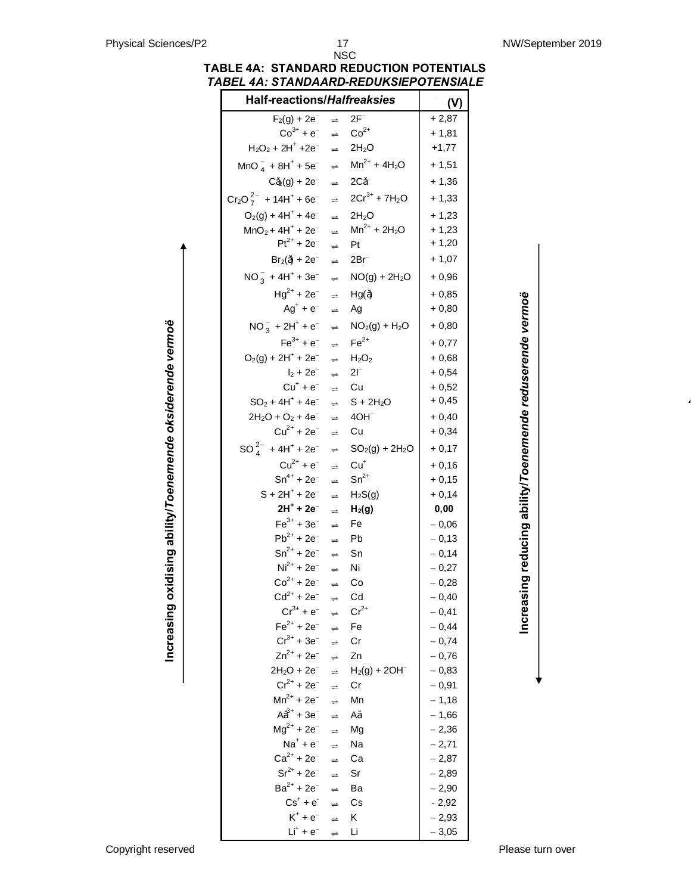**TABLE 4A: STANDARD REDUCTION POTENTIALS**
***TABEL 4A: STANDAARD-REDUKSIEPOTENSIALE***

| Half-reactions/*Halfreaksies* | | | $E^\theta$ (V) |
|---|---|---|---|
| $F_2(g) + 2e^-$ | ⇌ | $2F^-$ | + 2,87 |
| $Co^{3+} + e^-$ | ⇌ | $Co^{2+}$ | + 1,81 |
| $H_2O_2 + 2H^+ + 2e^-$ | ⇌ | $2H_2O$ | +1,77 |
| $MnO_4^- + 8H^+ + 5e^-$ | ⇌ | $Mn^{2+} + 4H_2O$ | + 1,51 |
| $Cl_2(g) + 2e^-$ | ⇌ | $2Cl^-$ | + 1,36 |
| $Cr_2O_7^{2-} + 14H^+ + 6e^-$ | ⇌ | $2Cr^{3+} + 7H_2O$ | + 1,33 |
| $O_2(g) + 4H^+ + 4e^-$ | ⇌ | $2H_2O$ | + 1,23 |
| $MnO_2 + 4H^+ + 2e^-$ | ⇌ | $Mn^{2+} + 2H_2O$ | + 1,23 |
| $Pt^{2+} + 2e^-$ | ⇌ | $Pt$ | + 1,20 |
| $Br_2(\ell) + 2e^-$ | ⇌ | $2Br^-$ | + 1,07 |
| $NO_3^- + 4H^+ + 3e^-$ | ⇌ | $NO(g) + 2H_2O$ | + 0,96 |
| $Hg^{2+} + 2e^-$ | ⇌ | $Hg(\ell)$ | + 0,85 |
| $Ag^+ + e^-$ | ⇌ | $Ag$ | + 0,80 |
| $NO_3^- + 2H^+ + e^-$ | ⇌ | $NO_2(g) + H_2O$ | + 0,80 |
| $Fe^{3+} + e^-$ | ⇌ | $Fe^{2+}$ | + 0,77 |
| $O_2(g) + 2H^+ + 2e^-$ | ⇌ | $H_2O_2$ | + 0,68 |
| $I_2 + 2e^-$ | ⇌ | $2I^-$ | + 0,54 |
| $Cu^+ + e^-$ | ⇌ | $Cu$ | + 0,52 |
| $SO_2 + 4H^+ + 4e^-$ | ⇌ | $S + 2H_2O$ | + 0,45 |
| $2H_2O + O_2 + 4e^-$ | ⇌ | $4OH^-$ | + 0,40 |
| $Cu^{2+} + 2e^-$ | ⇌ | $Cu$ | + 0,34 |
| $SO_4^{2-} + 4H^+ + 2e^-$ | ⇌ | $SO_2(g) + 2H_2O$ | + 0,17 |
| $Cu^{2+} + e^-$ | ⇌ | $Cu^+$ | + 0,16 |
| $Sn^{4+} + 2e^-$ | ⇌ | $Sn^{2+}$ | + 0,15 |
| $S + 2H^+ + 2e^-$ | ⇌ | $H_2S(g)$ | + 0,14 |
| $\mathbf{2H^+ + 2e^-}$ | ⇌ | $\mathbf{H_2(g)}$ | **0,00** |
| $Fe^{3+} + 3e^-$ | ⇌ | $Fe$ | − 0,06 |
| $Pb^{2+} + 2e^-$ | ⇌ | $Pb$ | − 0,13 |
| $Sn^{2+} + 2e^-$ | ⇌ | $Sn$ | − 0,14 |
| $Ni^{2+} + 2e^-$ | ⇌ | $Ni$ | − 0,27 |
| $Co^{2+} + 2e^-$ | ⇌ | $Co$ | − 0,28 |
| $Cd^{2+} + 2e^-$ | ⇌ | $Cd$ | − 0,40 |
| $Cr^{3+} + e^-$ | ⇌ | $Cr^{2+}$ | − 0,41 |
| $Fe^{2+} + 2e^-$ | ⇌ | $Fe$ | − 0,44 |
| $Cr^{3+} + 3e^-$ | ⇌ | $Cr$ | − 0,74 |
| $Zn^{2+} + 2e^-$ | ⇌ | $Zn$ | − 0,76 |
| $2H_2O + 2e^-$ | ⇌ | $H_2(g) + 2OH^-$ | − 0,83 |
| $Cr^{2+} + 2e^-$ | ⇌ | $Cr$ | − 0,91 |
| $Mn^{2+} + 2e^-$ | ⇌ | $Mn$ | − 1,18 |
| $Al^{3+} + 3e^-$ | ⇌ | $Al$ | − 1,66 |
| $Mg^{2+} + 2e^-$ | ⇌ | $Mg$ | − 2,36 |
| $Na^+ + e^-$ | ⇌ | $Na$ | − 2,71 |
| $Ca^{2+} + 2e^-$ | ⇌ | $Ca$ | − 2,87 |
| $Sr^{2+} + 2e^-$ | ⇌ | $Sr$ | − 2,89 |
| $Ba^{2+} + 2e^-$ | ⇌ | $Ba$ | − 2,90 |
| $Cs^+ + e^-$ | ⇌ | $Cs$ | - 2,92 |
| $K^+ + e^-$ | ⇌ | $K$ | − 2,93 |
| $Li^+ + e^-$ | ⇌ | $Li$ | − 3,05 |

Increasing oxidising ability/*Toenemende oksiderende vermoë* (↑ upwards)

Increasing reducing ability/*Toenemende reduserende vermoë* (↓ downwards)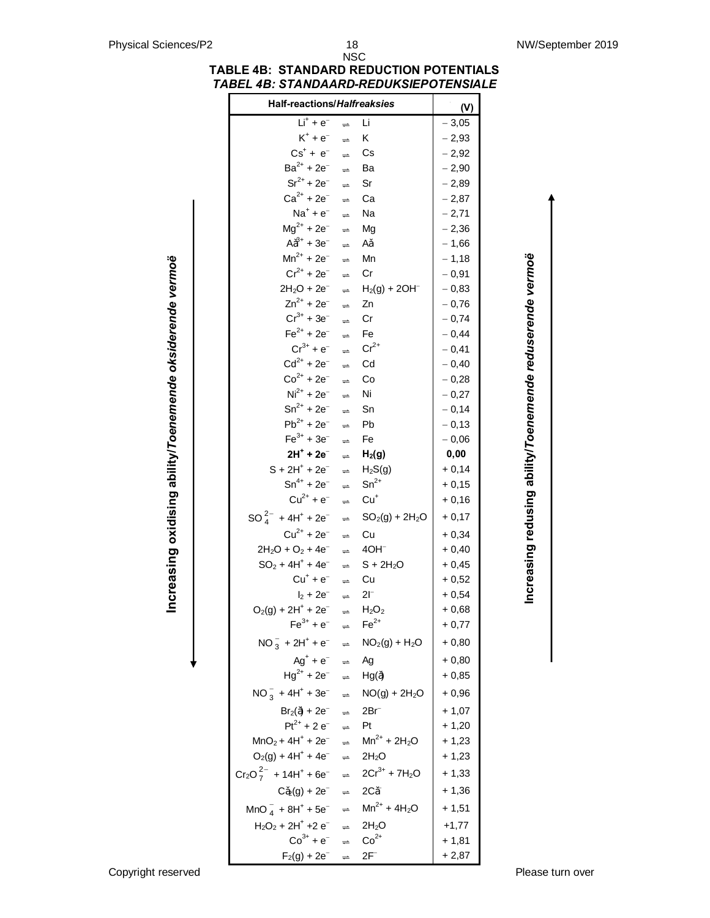## TABLE 4B: STANDARD REDUCTION POTENTIALS
## *TABEL 4B: STANDAARD-REDUKSIEPOTENSIALE*

| Half-reactions/*Halfreaksies* | | | $E^\theta$ (V) |
|---|---|---|---|
| $Li^+ + e^-$ | ⇌ | $Li$ | − 3,05 |
| $K^+ + e^-$ | ⇌ | $K$ | − 2,93 |
| $Cs^+ + e^-$ | ⇌ | $Cs$ | − 2,92 |
| $Ba^{2+} + 2e^-$ | ⇌ | $Ba$ | − 2,90 |
| $Sr^{2+} + 2e^-$ | ⇌ | $Sr$ | − 2,89 |
| $Ca^{2+} + 2e^-$ | ⇌ | $Ca$ | − 2,87 |
| $Na^+ + e^-$ | ⇌ | $Na$ | − 2,71 |
| $Mg^{2+} + 2e^-$ | ⇌ | $Mg$ | − 2,36 |
| $Al^{3+} + 3e^-$ | ⇌ | $Al$ | − 1,66 |
| $Mn^{2+} + 2e^-$ | ⇌ | $Mn$ | − 1,18 |
| $Cr^{2+} + 2e^-$ | ⇌ | $Cr$ | − 0,91 |
| $2H_2O + 2e^-$ | ⇌ | $H_2(g) + 2OH^-$ | − 0,83 |
| $Zn^{2+} + 2e^-$ | ⇌ | $Zn$ | − 0,76 |
| $Cr^{3+} + 3e^-$ | ⇌ | $Cr$ | − 0,74 |
| $Fe^{2+} + 2e^-$ | ⇌ | $Fe$ | − 0,44 |
| $Cr^{3+} + e^-$ | ⇌ | $Cr^{2+}$ | − 0,41 |
| $Cd^{2+} + 2e^-$ | ⇌ | $Cd$ | − 0,40 |
| $Co^{2+} + 2e^-$ | ⇌ | $Co$ | − 0,28 |
| $Ni^{2+} + 2e^-$ | ⇌ | $Ni$ | − 0,27 |
| $Sn^{2+} + 2e^-$ | ⇌ | $Sn$ | − 0,14 |
| $Pb^{2+} + 2e^-$ | ⇌ | $Pb$ | − 0,13 |
| $Fe^{3+} + 3e^-$ | ⇌ | $Fe$ | − 0,06 |
| **$2H^+ + 2e^-$** | ⇌ | **$H_2(g)$** | **0,00** |
| $S + 2H^+ + 2e^-$ | ⇌ | $H_2S(g)$ | + 0,14 |
| $Sn^{4+} + 2e^-$ | ⇌ | $Sn^{2+}$ | + 0,15 |
| $Cu^{2+} + e^-$ | ⇌ | $Cu^+$ | + 0,16 |
| $SO_4^{2-} + 4H^+ + 2e^-$ | ⇌ | $SO_2(g) + 2H_2O$ | + 0,17 |
| $Cu^{2+} + 2e^-$ | ⇌ | $Cu$ | + 0,34 |
| $2H_2O + O_2 + 4e^-$ | ⇌ | $4OH^-$ | + 0,40 |
| $SO_2 + 4H^+ + 4e^-$ | ⇌ | $S + 2H_2O$ | + 0,45 |
| $Cu^+ + e^-$ | ⇌ | $Cu$ | + 0,52 |
| $I_2 + 2e^-$ | ⇌ | $2I^-$ | + 0,54 |
| $O_2(g) + 2H^+ + 2e^-$ | ⇌ | $H_2O_2$ | + 0,68 |
| $Fe^{3+} + e^-$ | ⇌ | $Fe^{2+}$ | + 0,77 |
| $NO_3^- + 2H^+ + e^-$ | ⇌ | $NO_2(g) + H_2O$ | + 0,80 |
| $Ag^+ + e^-$ | ⇌ | $Ag$ | + 0,80 |
| $Hg^{2+} + 2e^-$ | ⇌ | $Hg(\ell)$ | + 0,85 |
| $NO_3^- + 4H^+ + 3e^-$ | ⇌ | $NO(g) + 2H_2O$ | + 0,96 |
| $Br_2(\ell) + 2e^-$ | ⇌ | $2Br^-$ | + 1,07 |
| $Pt^{2+} + 2e^-$ | ⇌ | $Pt$ | + 1,20 |
| $MnO_2 + 4H^+ + 2e^-$ | ⇌ | $Mn^{2+} + 2H_2O$ | + 1,23 |
| $O_2(g) + 4H^+ + 4e^-$ | ⇌ | $2H_2O$ | + 1,23 |
| $Cr_2O_7^{2-} + 14H^+ + 6e^-$ | ⇌ | $2Cr^{3+} + 7H_2O$ | + 1,33 |
| $Cl_2(g) + 2e^-$ | ⇌ | $2Cl^-$ | + 1,36 |
| $MnO_4^- + 8H^+ + 5e^-$ | ⇌ | $Mn^{2+} + 4H_2O$ | + 1,51 |
| $H_2O_2 + 2H^+ + 2e^-$ | ⇌ | $2H_2O$ | +1,77 |
| $Co^{3+} + e^-$ | ⇌ | $Co^{2+}$ | + 1,81 |
| $F_2(g) + 2e^-$ | ⇌ | $2F^-$ | + 2,87 |

Increasing oxidising ability/*Toenemende oksiderende vermoë* (↓ down the table)

Increasing reducing ability/*Toenemende reduserende vermoë* (↑ up the table)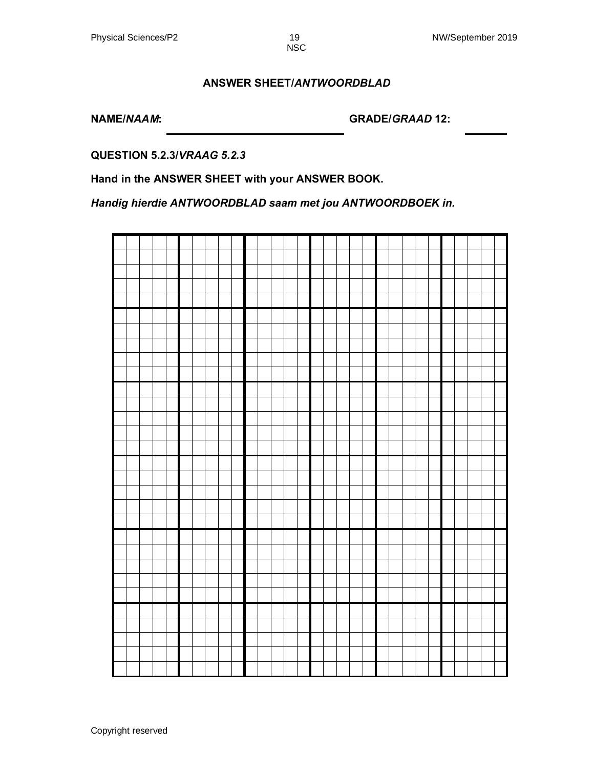**ANSWER SHEET/*ANTWOORDBLAD***

**NAME/*NAAM*:** \_\_\_\_\_\_\_\_\_\_\_\_\_\_\_\_\_\_\_\_\_\_\_\_\_\_\_\_\_\_ **GRADE/*GRAAD* 12:** \_\_\_\_\_\_\_

**QUESTION 5.2.3/*VRAAG 5.2.3***

**Hand in the ANSWER SHEET with your ANSWER BOOK.**

***Handig hierdie ANTWOORDBLAD saam met jou ANTWOORDBOEK in.***

Copyright reserved